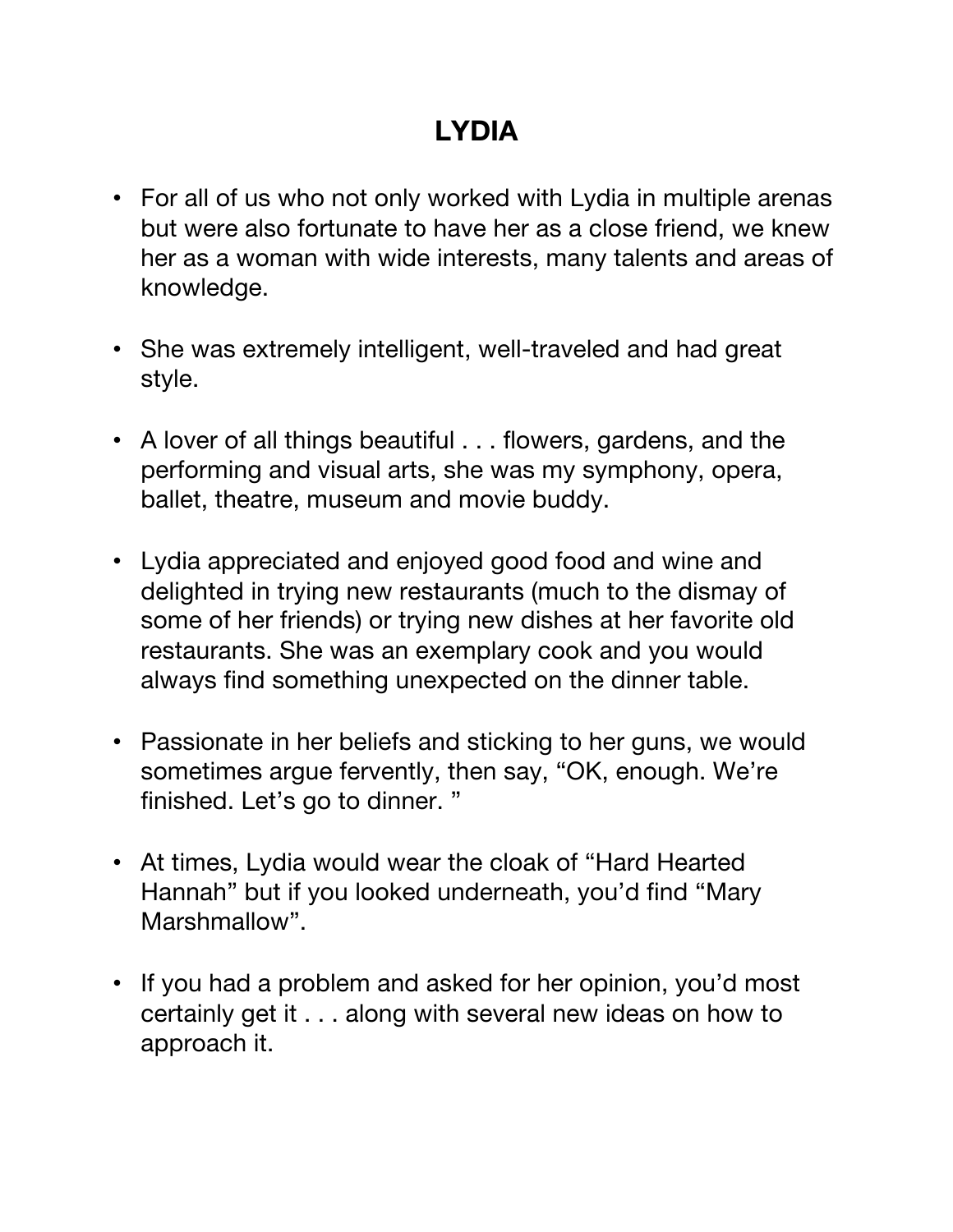# LYDIA

- For all of us who not only worked with Lydia in multiple arenas but were also fortunate to have her as a close friend, we knew her as a woman with wide interests, many talents and areas of knowledge.

- She was extremely intelligent, well-traveled and had great style.

- A lover of all things beautiful . . . flowers, gardens, and the performing and visual arts, she was my symphony, opera, ballet, theatre, museum and movie buddy.

- Lydia appreciated and enjoyed good food and wine and delighted in trying new restaurants (much to the dismay of some of her friends) or trying new dishes at her favorite old restaurants. She was an exemplary cook and you would always find something unexpected on the dinner table.

- Passionate in her beliefs and sticking to her guns, we would sometimes argue fervently, then say, "OK, enough. We're finished. Let's go to dinner. "

- At times, Lydia would wear the cloak of "Hard Hearted Hannah" but if you looked underneath, you'd find "Mary Marshmallow".

- If you had a problem and asked for her opinion, you'd most certainly get it . . . along with several new ideas on how to approach it.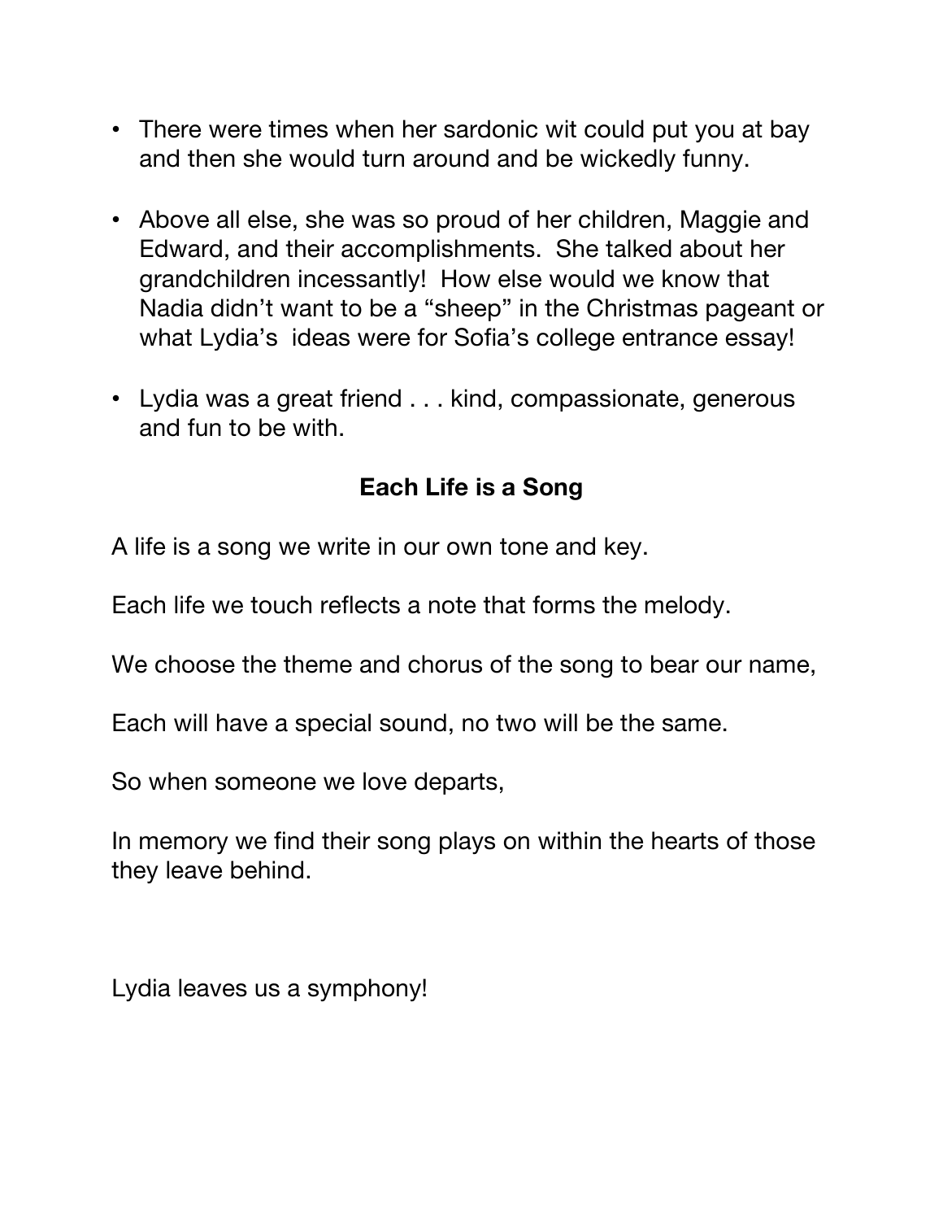- There were times when her sardonic wit could put you at bay and then she would turn around and be wickedly funny.

- Above all else, she was so proud of her children, Maggie and Edward, and their accomplishments. She talked about her grandchildren incessantly! How else would we know that Nadia didn't want to be a "sheep" in the Christmas pageant or what Lydia's ideas were for Sofia's college entrance essay!

- Lydia was a great friend . . . kind, compassionate, generous and fun to be with.

**Each Life is a Song**

A life is a song we write in our own tone and key.

Each life we touch reflects a note that forms the melody.

We choose the theme and chorus of the song to bear our name,

Each will have a special sound, no two will be the same.

So when someone we love departs,

In memory we find their song plays on within the hearts of those they leave behind.

Lydia leaves us a symphony!